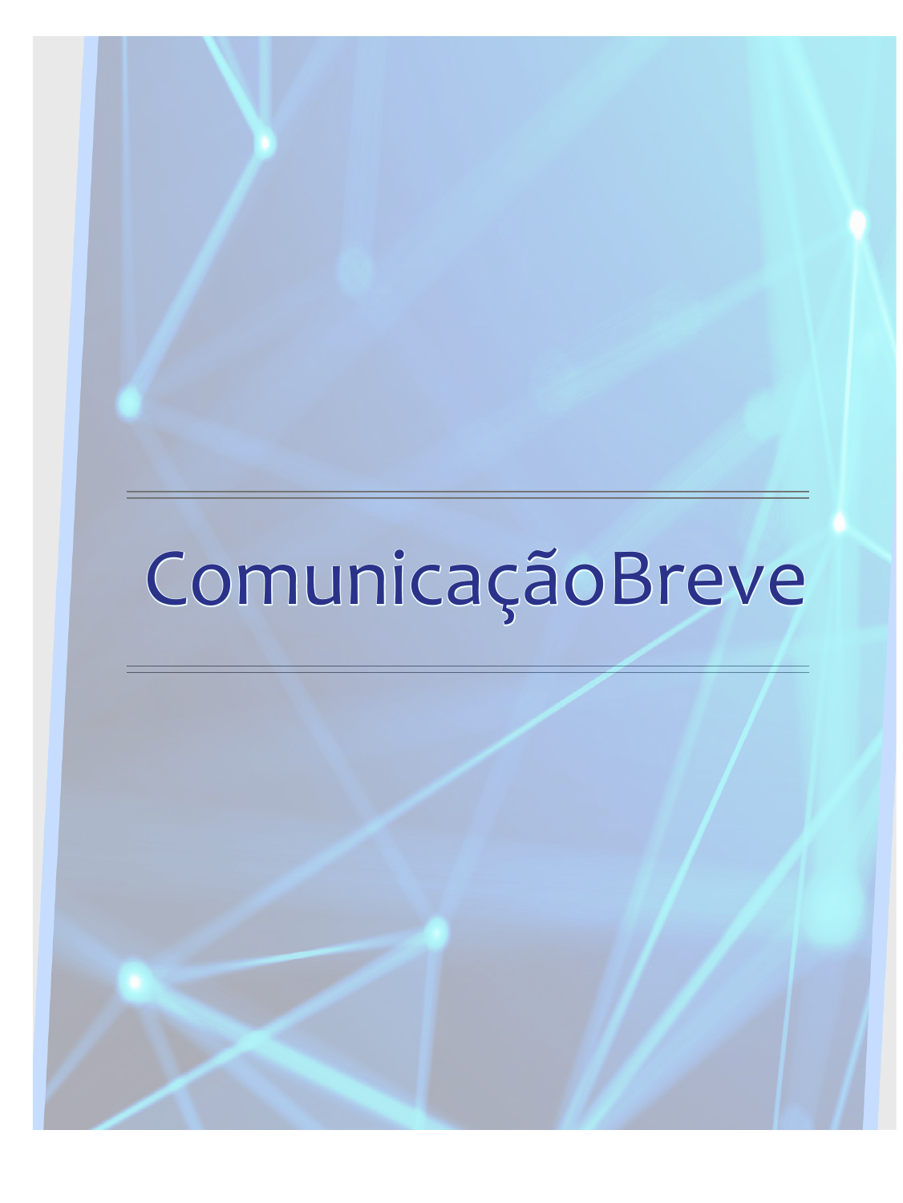# ComunicaçãoBreve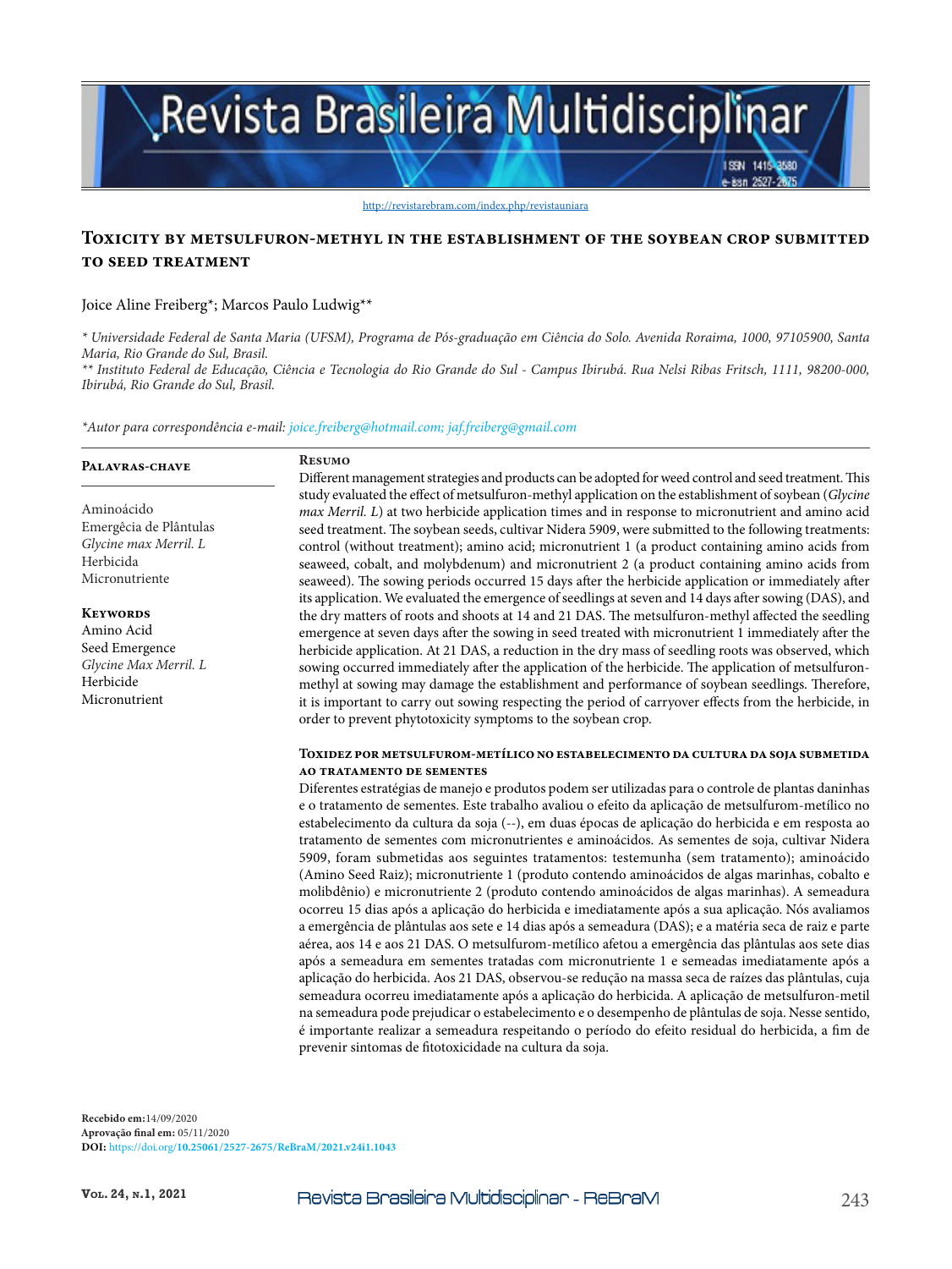http://revistarebram.com/index.php/revistauniara

# Toxicity by metsulfuron-methyl in the establishment of the soybean crop submitted to seed treatment

Joice Aline Freiberg*; Marcos Paulo Ludwig**

*\* Universidade Federal de Santa Maria (UFSM), Programa de Pós-graduação em Ciência do Solo. Avenida Roraima, 1000, 97105900, Santa Maria, Rio Grande do Sul, Brasil.*
*\*\* Instituto Federal de Educação, Ciência e Tecnologia do Rio Grande do Sul - Campus Ibirubá. Rua Nelsi Ribas Fritsch, 1111, 98200-000, Ibirubá, Rio Grande do Sul, Brasil.*

*\*Autor para correspondência e-mail: joice.freiberg@hotmail.com; jaf.freiberg@gmail.com*

**Palavras-chave**

Aminoácido
Emergêcia de Plântulas
*Glycine max Merril. L*
Herbicida
Micronutriente

**Keywords**

Amino Acid
Seed Emergence
*Glycine Max Merril. L*
Herbicide
Micronutrient

**Resumo**

Different management strategies and products can be adopted for weed control and seed treatment. This study evaluated the effect of metsulfuron-methyl application on the establishment of soybean (*Glycine max Merril. L*) at two herbicide application times and in response to micronutrient and amino acid seed treatment. The soybean seeds, cultivar Nidera 5909, were submitted to the following treatments: control (without treatment); amino acid; micronutrient 1 (a product containing amino acids from seaweed, cobalt, and molybdenum) and micronutrient 2 (a product containing amino acids from seaweed). The sowing periods occurred 15 days after the herbicide application or immediately after its application. We evaluated the emergence of seedlings at seven and 14 days after sowing (DAS), and the dry matters of roots and shoots at 14 and 21 DAS. The metsulfuron-methyl affected the seedling emergence at seven days after the sowing in seed treated with micronutrient 1 immediately after the herbicide application. At 21 DAS, a reduction in the dry mass of seedling roots was observed, which sowing occurred immediately after the application of the herbicide. The application of metsulfuron-methyl at sowing may damage the establishment and performance of soybean seedlings. Therefore, it is important to carry out sowing respecting the period of carryover effects from the herbicide, in order to prevent phytotoxicity symptoms to the soybean crop.

**Toxidez por metsulfurom-metílico no estabelecimento da cultura da soja submetida ao tratamento de sementes**

Diferentes estratégias de manejo e produtos podem ser utilizadas para o controle de plantas daninhas e o tratamento de sementes. Este trabalho avaliou o efeito da aplicação de metsulfurom-metílico no estabelecimento da cultura da soja (--), em duas épocas de aplicação do herbicida e em resposta ao tratamento de sementes com micronutrientes e aminoácidos. As sementes de soja, cultivar Nidera 5909, foram submetidas aos seguintes tratamentos: testemunha (sem tratamento); aminoácido (Amino Seed Raiz); micronutriente 1 (produto contendo aminoácidos de algas marinhas, cobalto e molibdênio) e micronutriente 2 (produto contendo aminoácidos de algas marinhas). A semeadura ocorreu 15 dias após a aplicação do herbicida e imediatamente após a sua aplicação. Nós avaliamos a emergência de plântulas aos sete e 14 dias após a semeadura (DAS); e a matéria seca de raiz e parte aérea, aos 14 e aos 21 DAS. O metsulfurom-metílico afetou a emergência das plântulas aos sete dias após a semeadura em sementes tratadas com micronutriente 1 e semeadas imediatamente após a aplicação do herbicida. Aos 21 DAS, observou-se redução na massa seca de raízes das plântulas, cuja semeadura ocorreu imediatamente após a aplicação do herbicida. A aplicação de metsulfuron-metil na semeadura pode prejudicar o estabelecimento e o desempenho de plântulas de soja. Nesse sentido, é importante realizar a semeadura respeitando o período do efeito residual do herbicida, a fim de prevenir sintomas de fitotoxicidade na cultura da soja.

**Recebido em:** 14/09/2020
**Aprovação final em:** 05/11/2020
**DOI:** https://doi.org/10.25061/2527-2675/ReBraM/2021.v24i1.1043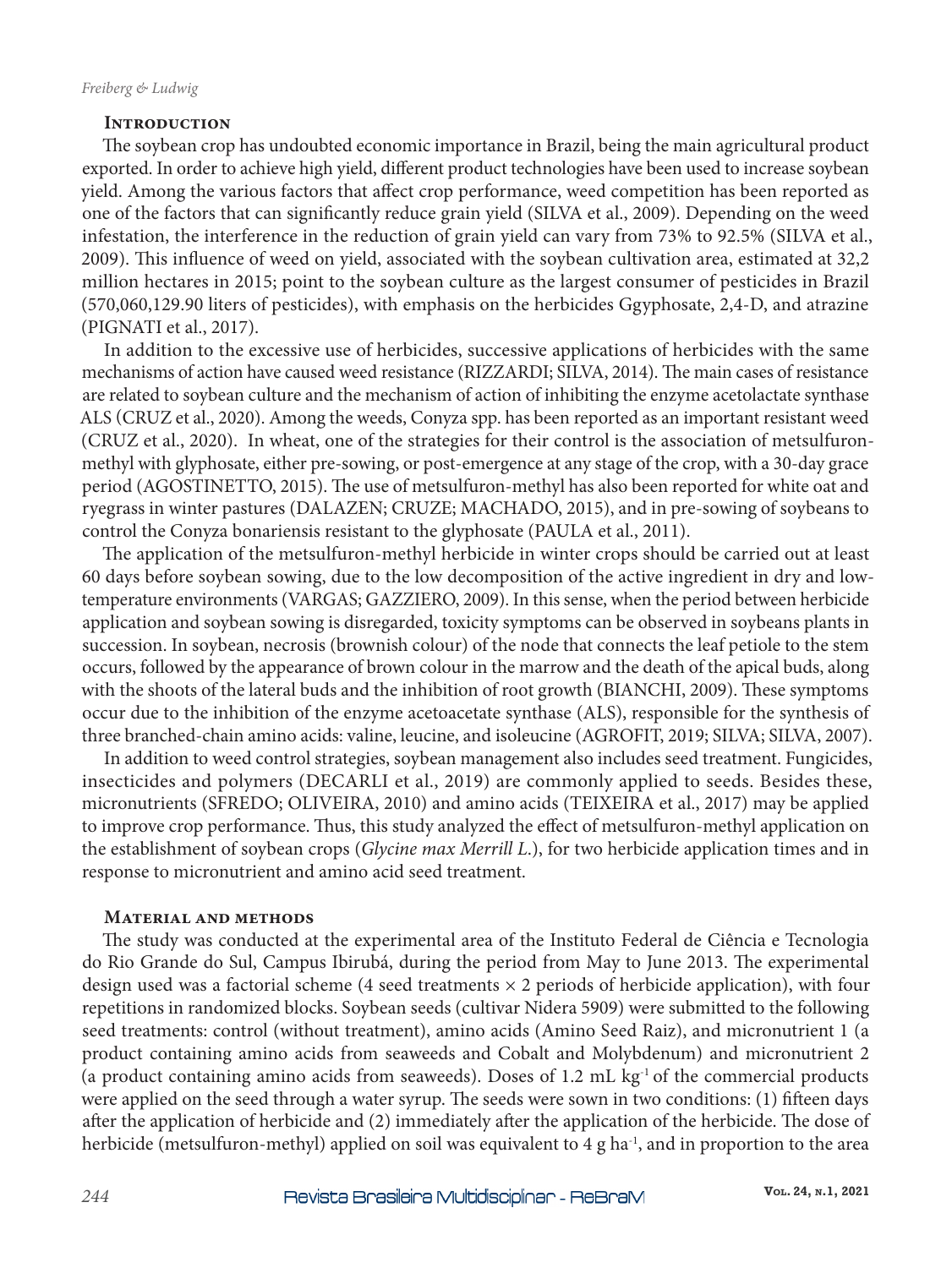## Introduction

The soybean crop has undoubted economic importance in Brazil, being the main agricultural product exported. In order to achieve high yield, different product technologies have been used to increase soybean yield. Among the various factors that affect crop performance, weed competition has been reported as one of the factors that can significantly reduce grain yield (SILVA et al., 2009). Depending on the weed infestation, the interference in the reduction of grain yield can vary from 73% to 92.5% (SILVA et al., 2009). This influence of weed on yield, associated with the soybean cultivation area, estimated at 32,2 million hectares in 2015; point to the soybean culture as the largest consumer of pesticides in Brazil (570,060,129.90 liters of pesticides), with emphasis on the herbicides Ggyphosate, 2,4-D, and atrazine (PIGNATI et al., 2017).

In addition to the excessive use of herbicides, successive applications of herbicides with the same mechanisms of action have caused weed resistance (RIZZARDI; SILVA, 2014). The main cases of resistance are related to soybean culture and the mechanism of action of inhibiting the enzyme acetolactate synthase ALS (CRUZ et al., 2020). Among the weeds, Conyza spp. has been reported as an important resistant weed (CRUZ et al., 2020). In wheat, one of the strategies for their control is the association of metsulfuron-methyl with glyphosate, either pre-sowing, or post-emergence at any stage of the crop, with a 30-day grace period (AGOSTINETTO, 2015). The use of metsulfuron-methyl has also been reported for white oat and ryegrass in winter pastures (DALAZEN; CRUZE; MACHADO, 2015), and in pre-sowing of soybeans to control the Conyza bonariensis resistant to the glyphosate (PAULA et al., 2011).

The application of the metsulfuron-methyl herbicide in winter crops should be carried out at least 60 days before soybean sowing, due to the low decomposition of the active ingredient in dry and low-temperature environments (VARGAS; GAZZIERO, 2009). In this sense, when the period between herbicide application and soybean sowing is disregarded, toxicity symptoms can be observed in soybeans plants in succession. In soybean, necrosis (brownish colour) of the node that connects the leaf petiole to the stem occurs, followed by the appearance of brown colour in the marrow and the death of the apical buds, along with the shoots of the lateral buds and the inhibition of root growth (BIANCHI, 2009). These symptoms occur due to the inhibition of the enzyme acetoacetate synthase (ALS), responsible for the synthesis of three branched-chain amino acids: valine, leucine, and isoleucine (AGROFIT, 2019; SILVA; SILVA, 2007).

In addition to weed control strategies, soybean management also includes seed treatment. Fungicides, insecticides and polymers (DECARLI et al., 2019) are commonly applied to seeds. Besides these, micronutrients (SFREDO; OLIVEIRA, 2010) and amino acids (TEIXEIRA et al., 2017) may be applied to improve crop performance. Thus, this study analyzed the effect of metsulfuron-methyl application on the establishment of soybean crops (*Glycine max Merrill L.*), for two herbicide application times and in response to micronutrient and amino acid seed treatment.

## Material and methods

The study was conducted at the experimental area of the Instituto Federal de Ciência e Tecnologia do Rio Grande do Sul, Campus Ibirubá, during the period from May to June 2013. The experimental design used was a factorial scheme (4 seed treatments × 2 periods of herbicide application), with four repetitions in randomized blocks. Soybean seeds (cultivar Nidera 5909) were submitted to the following seed treatments: control (without treatment), amino acids (Amino Seed Raiz), and micronutrient 1 (a product containing amino acids from seaweeds and Cobalt and Molybdenum) and micronutrient 2 (a product containing amino acids from seaweeds). Doses of 1.2 mL $kg^{-1}$ of the commercial products were applied on the seed through a water syrup. The seeds were sown in two conditions: (1) fifteen days after the application of herbicide and (2) immediately after the application of the herbicide. The dose of herbicide (metsulfuron-methyl) applied on soil was equivalent to 4 g $ha^{-1}$, and in proportion to the area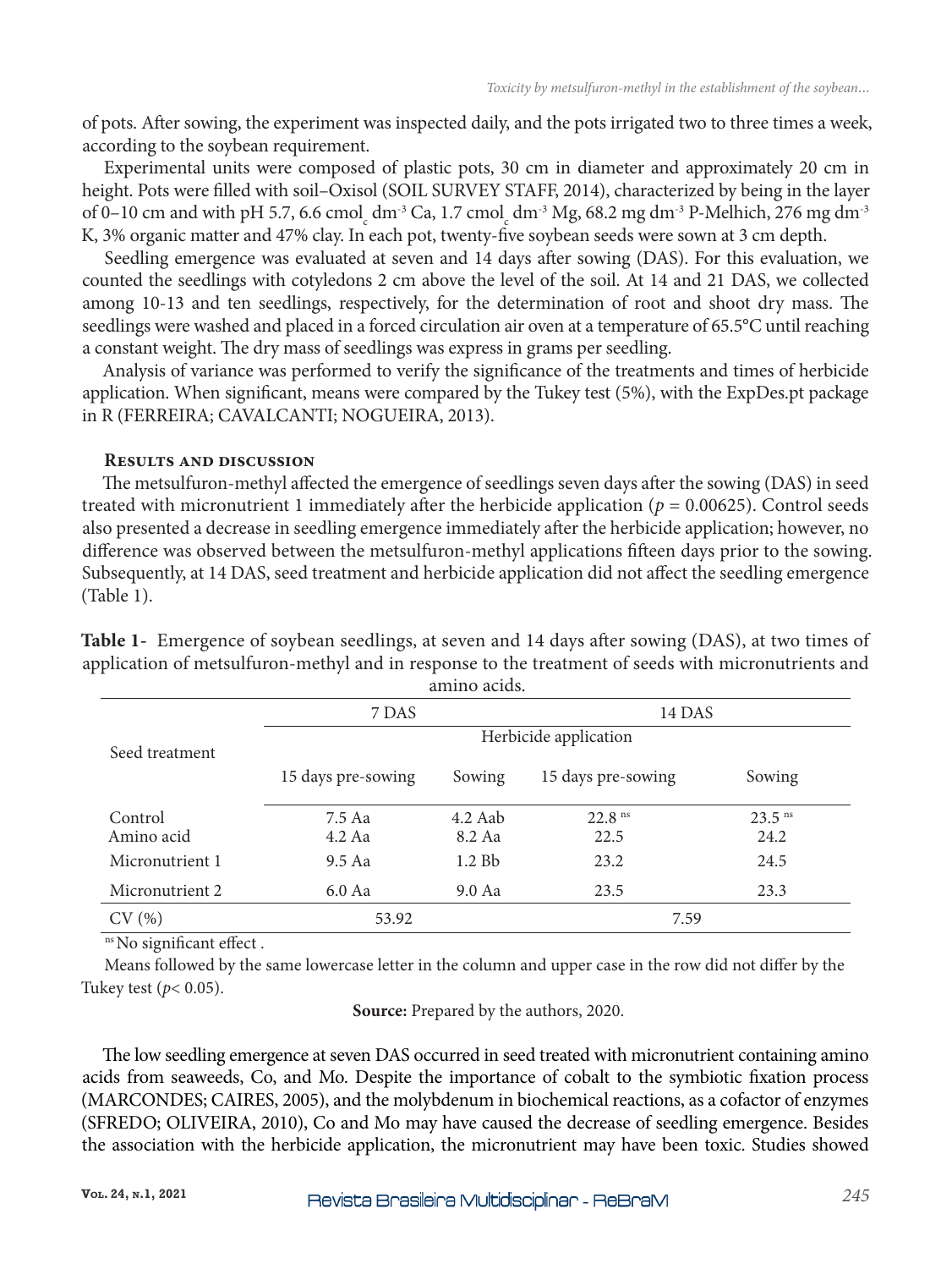of pots. After sowing, the experiment was inspected daily, and the pots irrigated two to three times a week, according to the soybean requirement.

Experimental units were composed of plastic pots, 30 cm in diameter and approximately 20 cm in height. Pots were filled with soil–Oxisol (SOIL SURVEY STAFF, 2014), characterized by being in the layer of 0–10 cm and with pH 5.7, 6.6 $cmol_c\ dm^{-3}$ Ca, 1.7 $cmol_c\ dm^{-3}$ Mg, 68.2 mg $dm^{-3}$ P-Melhich, 276 mg $dm^{-3}$ K, 3% organic matter and 47% clay. In each pot, twenty-five soybean seeds were sown at 3 cm depth.

Seedling emergence was evaluated at seven and 14 days after sowing (DAS). For this evaluation, we counted the seedlings with cotyledons 2 cm above the level of the soil. At 14 and 21 DAS, we collected among 10-13 and ten seedlings, respectively, for the determination of root and shoot dry mass. The seedlings were washed and placed in a forced circulation air oven at a temperature of 65.5°C until reaching a constant weight. The dry mass of seedlings was express in grams per seedling.

Analysis of variance was performed to verify the significance of the treatments and times of herbicide application. When significant, means were compared by the Tukey test (5%), with the ExpDes.pt package in R (FERREIRA; CAVALCANTI; NOGUEIRA, 2013).

## Results and discussion

The metsulfuron-methyl affected the emergence of seedlings seven days after the sowing (DAS) in seed treated with micronutrient 1 immediately after the herbicide application ($p = 0.00625$). Control seeds also presented a decrease in seedling emergence immediately after the herbicide application; however, no difference was observed between the metsulfuron-methyl applications fifteen days prior to the sowing. Subsequently, at 14 DAS, seed treatment and herbicide application did not affect the seedling emergence (Table 1).

**Table 1**- Emergence of soybean seedlings, at seven and 14 days after sowing (DAS), at two times of application of metsulfuron-methyl and in response to the treatment of seeds with micronutrients and amino acids.

| Seed treatment | 7 DAS | | 14 DAS | |
|---|---|---|---|---|
| | Herbicide application | | | |
| | 15 days pre-sowing | Sowing | 15 days pre-sowing | Sowing |
| Control | 7.5 Aa | 4.2 Aab | 22.8 [ns] | 23.5 [ns] |
| Amino acid | 4.2 Aa | 8.2 Aa | 22.5 | 24.2 |
| Micronutrient 1 | 9.5 Aa | 1.2 Bb | 23.2 | 24.5 |
| Micronutrient 2 | 6.0 Aa | 9.0 Aa | 23.5 | 23.3 |
| CV (%) | 53.92 | | 7.59 | |

[ns] No significant effect .

Means followed by the same lowercase letter in the column and upper case in the row did not differ by the Tukey test ($p < 0.05$).

**Source:** Prepared by the authors, 2020.

The low seedling emergence at seven DAS occurred in seed treated with micronutrient containing amino acids from seaweeds, Co, and Mo. Despite the importance of cobalt to the symbiotic fixation process (MARCONDES; CAIRES, 2005), and the molybdenum in biochemical reactions, as a cofactor of enzymes (SFREDO; OLIVEIRA, 2010), Co and Mo may have caused the decrease of seedling emergence. Besides the association with the herbicide application, the micronutrient may have been toxic. Studies showed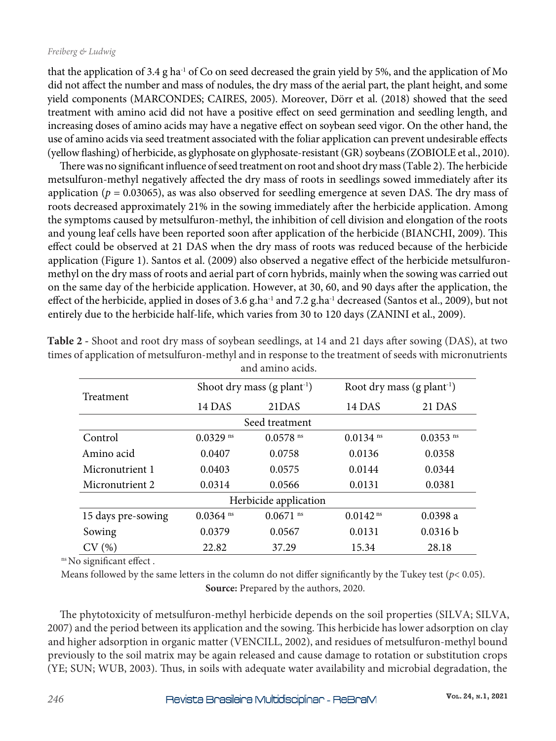that the application of 3.4 g ha$^{-1}$ of Co on seed decreased the grain yield by 5%, and the application of Mo did not affect the number and mass of nodules, the dry mass of the aerial part, the plant height, and some yield components (MARCONDES; CAIRES, 2005). Moreover, Dörr et al. (2018) showed that the seed treatment with amino acid did not have a positive effect on seed germination and seedling length, and increasing doses of amino acids may have a negative effect on soybean seed vigor. On the other hand, the use of amino acids via seed treatment associated with the foliar application can prevent undesirable effects (yellow flashing) of herbicide, as glyphosate on glyphosate-resistant (GR) soybeans (ZOBIOLE et al., 2010).

There was no significant influence of seed treatment on root and shoot dry mass (Table 2). The herbicide metsulfuron-methyl negatively affected the dry mass of roots in seedlings sowed immediately after its application ($p$ = 0.03065), as was also observed for seedling emergence at seven DAS. The dry mass of roots decreased approximately 21% in the sowing immediately after the herbicide application. Among the symptoms caused by metsulfuron-methyl, the inhibition of cell division and elongation of the roots and young leaf cells have been reported soon after application of the herbicide (BIANCHI, 2009). This effect could be observed at 21 DAS when the dry mass of roots was reduced because of the herbicide application (Figure 1). Santos et al. (2009) also observed a negative effect of the herbicide metsulfuron-methyl on the dry mass of roots and aerial part of corn hybrids, mainly when the sowing was carried out on the same day of the herbicide application. However, at 30, 60, and 90 days after the application, the effect of the herbicide, applied in doses of 3.6 g.ha$^{-1}$ and 7.2 g.ha$^{-1}$ decreased (Santos et al., 2009), but not entirely due to the herbicide half-life, which varies from 30 to 120 days (ZANINI et al., 2009).

**Table 2** - Shoot and root dry mass of soybean seedlings, at 14 and 21 days after sowing (DAS), at two times of application of metsulfuron-methyl and in response to the treatment of seeds with micronutrients and amino acids.

| Treatment | Shoot dry mass (g plant$^{-1}$) | | Root dry mass (g plant$^{-1}$) | |
|---|---|---|---|---|
| | 14 DAS | 21DAS | 14 DAS | 21 DAS |
| Seed treatment | | | | |
| Control | 0.0329 $^{ns}$ | 0.0578 $^{ns}$ | 0.0134 $^{ns}$ | 0.0353 $^{ns}$ |
| Amino acid | 0.0407 | 0.0758 | 0.0136 | 0.0358 |
| Micronutrient 1 | 0.0403 | 0.0575 | 0.0144 | 0.0344 |
| Micronutrient 2 | 0.0314 | 0.0566 | 0.0131 | 0.0381 |
| Herbicide application | | | | |
| 15 days pre-sowing | 0.0364 $^{ns}$ | 0.0671 $^{ns}$ | 0.0142 $^{ns}$ | 0.0398 a |
| Sowing | 0.0379 | 0.0567 | 0.0131 | 0.0316 b |
| CV (%) | 22.82 | 37.29 | 15.34 | 28.18 |

$^{ns}$ No significant effect .

Means followed by the same letters in the column do not differ significantly by the Tukey test ($p$< 0.05).

**Source:** Prepared by the authors, 2020.

The phytotoxicity of metsulfuron-methyl herbicide depends on the soil properties (SILVA; SILVA, 2007) and the period between its application and the sowing. This herbicide has lower adsorption on clay and higher adsorption in organic matter (VENCILL, 2002), and residues of metsulfuron-methyl bound previously to the soil matrix may be again released and cause damage to rotation or substitution crops (YE; SUN; WUB, 2003). Thus, in soils with adequate water availability and microbial degradation, the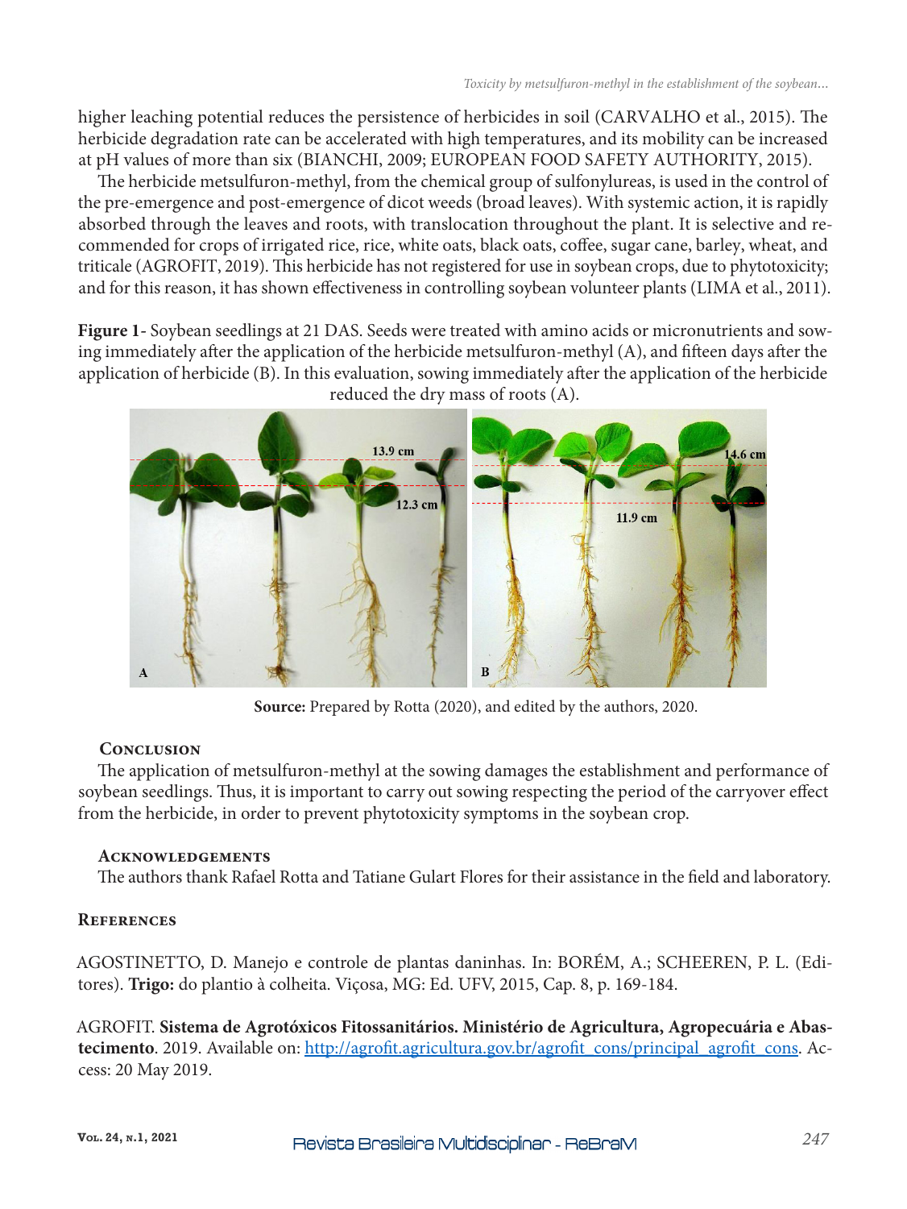higher leaching potential reduces the persistence of herbicides in soil (CARVALHO et al., 2015). The herbicide degradation rate can be accelerated with high temperatures, and its mobility can be increased at pH values of more than six (BIANCHI, 2009; EUROPEAN FOOD SAFETY AUTHORITY, 2015).

The herbicide metsulfuron-methyl, from the chemical group of sulfonylureas, is used in the control of the pre-emergence and post-emergence of dicot weeds (broad leaves). With systemic action, it is rapidly absorbed through the leaves and roots, with translocation throughout the plant. It is selective and recommended for crops of irrigated rice, rice, white oats, black oats, coffee, sugar cane, barley, wheat, and triticale (AGROFIT, 2019). This herbicide has not registered for use in soybean crops, due to phytotoxicity; and for this reason, it has shown effectiveness in controlling soybean volunteer plants (LIMA et al., 2011).

**Figure 1**- Soybean seedlings at 21 DAS. Seeds were treated with amino acids or micronutrients and sowing immediately after the application of the herbicide metsulfuron-methyl (A), and fifteen days after the application of herbicide (B). In this evaluation, sowing immediately after the application of the herbicide reduced the dry mass of roots (A).

**Source:** Prepared by Rotta (2020), and edited by the authors, 2020.

## Conclusion

The application of metsulfuron-methyl at the sowing damages the establishment and performance of soybean seedlings. Thus, it is important to carry out sowing respecting the period of the carryover effect from the herbicide, in order to prevent phytotoxicity symptoms in the soybean crop.

## Acknowledgements

The authors thank Rafael Rotta and Tatiane Gulart Flores for their assistance in the field and laboratory.

## References

AGOSTINETTO, D. Manejo e controle de plantas daninhas. In: BORÉM, A.; SCHEEREN, P. L. (Editores). **Trigo:** do plantio à colheita. Viçosa, MG: Ed. UFV, 2015, Cap. 8, p. 169-184.

AGROFIT. **Sistema de Agrotóxicos Fitossanitários. Ministério de Agricultura, Agropecuária e Abastecimento**. 2019. Available on: http://agrofit.agricultura.gov.br/agrofit_cons/principal_agrofit_cons. Access: 20 May 2019.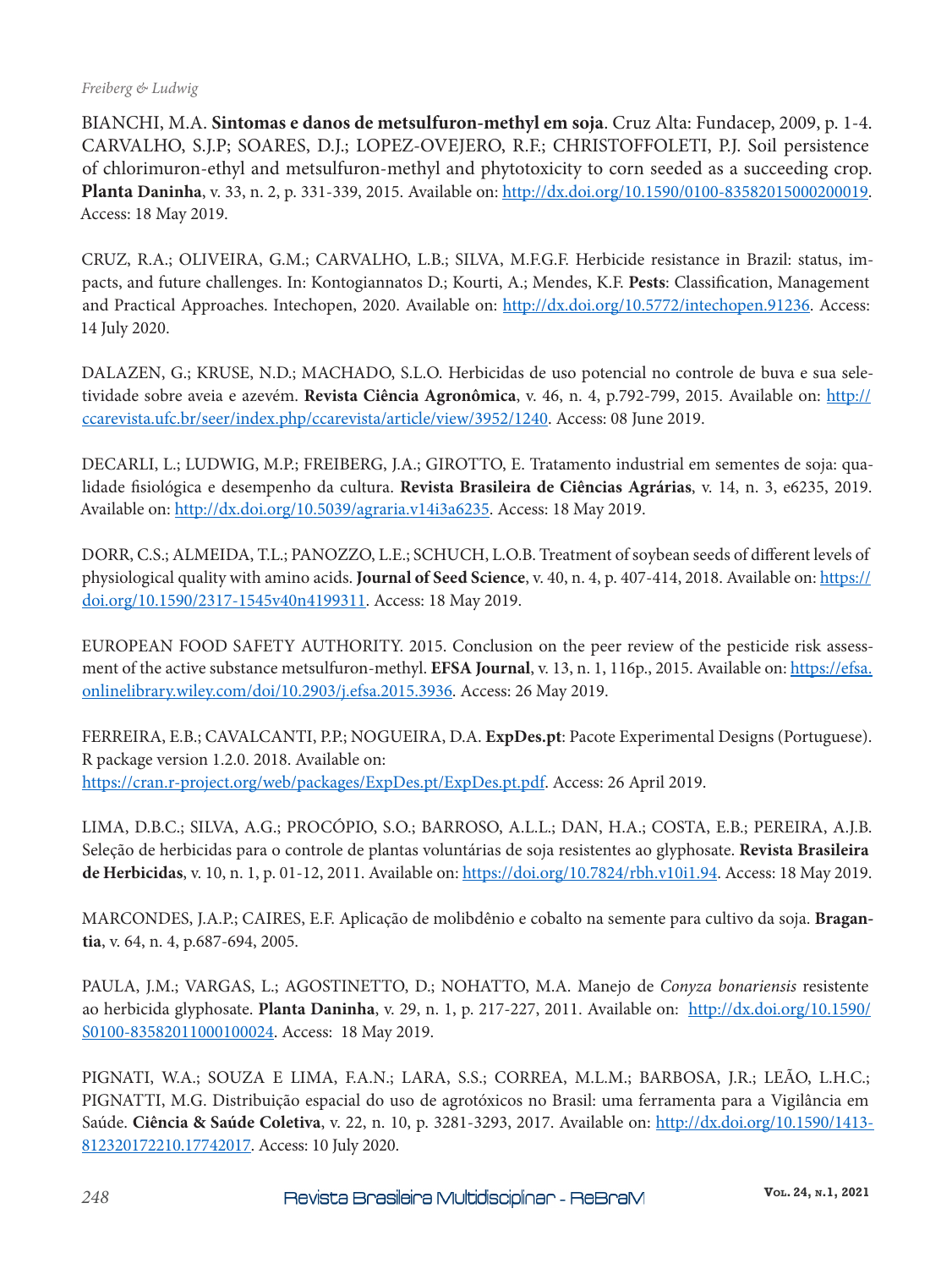BIANCHI, M.A. **Sintomas e danos de metsulfuron-methyl em soja**. Cruz Alta: Fundacep, 2009, p. 1-4.
CARVALHO, S.J.P; SOARES, D.J.; LOPEZ-OVEJERO, R.F.; CHRISTOFFOLETI, P.J. Soil persistence of chlorimuron-ethyl and metsulfuron-methyl and phytotoxicity to corn seeded as a succeeding crop. **Planta Daninha**, v. 33, n. 2, p. 331-339, 2015. Available on: http://dx.doi.org/10.1590/0100-83582015000200019. Access: 18 May 2019.

CRUZ, R.A.; OLIVEIRA, G.M.; CARVALHO, L.B.; SILVA, M.F.G.F. Herbicide resistance in Brazil: status, impacts, and future challenges. In: Kontogiannatos D.; Kourti, A.; Mendes, K.F. **Pests**: Classification, Management and Practical Approaches. Intechopen, 2020. Available on: http://dx.doi.org/10.5772/intechopen.91236. Access: 14 July 2020.

DALAZEN, G.; KRUSE, N.D.; MACHADO, S.L.O. Herbicidas de uso potencial no controle de buva e sua seletividade sobre aveia e azevém. **Revista Ciência Agronômica**, v. 46, n. 4, p.792-799, 2015. Available on: http://ccarevista.ufc.br/seer/index.php/ccarevista/article/view/3952/1240. Access: 08 June 2019.

DECARLI, L.; LUDWIG, M.P.; FREIBERG, J.A.; GIROTTO, E. Tratamento industrial em sementes de soja: qualidade fisiológica e desempenho da cultura. **Revista Brasileira de Ciências Agrárias**, v. 14, n. 3, e6235, 2019. Available on: http://dx.doi.org/10.5039/agraria.v14i3a6235. Access: 18 May 2019.

DORR, C.S.; ALMEIDA, T.L.; PANOZZO, L.E.; SCHUCH, L.O.B. Treatment of soybean seeds of different levels of physiological quality with amino acids. **Journal of Seed Science**, v. 40, n. 4, p. 407-414, 2018. Available on: https://doi.org/10.1590/2317-1545v40n4199311. Access: 18 May 2019.

EUROPEAN FOOD SAFETY AUTHORITY. 2015. Conclusion on the peer review of the pesticide risk assessment of the active substance metsulfuron-methyl. **EFSA Journal**, v. 13, n. 1, 116p., 2015. Available on: https://efsa.onlinelibrary.wiley.com/doi/10.2903/j.efsa.2015.3936. Access: 26 May 2019.

FERREIRA, E.B.; CAVALCANTI, P.P.; NOGUEIRA, D.A. **ExpDes.pt**: Pacote Experimental Designs (Portuguese). R package version 1.2.0. 2018. Available on:
https://cran.r-project.org/web/packages/ExpDes.pt/ExpDes.pt.pdf. Access: 26 April 2019.

LIMA, D.B.C.; SILVA, A.G.; PROCÓPIO, S.O.; BARROSO, A.L.L.; DAN, H.A.; COSTA, E.B.; PEREIRA, A.J.B. Seleção de herbicidas para o controle de plantas voluntárias de soja resistentes ao glyphosate. **Revista Brasileira de Herbicidas**, v. 10, n. 1, p. 01-12, 2011. Available on: https://doi.org/10.7824/rbh.v10i1.94. Access: 18 May 2019.

MARCONDES, J.A.P.; CAIRES, E.F. Aplicação de molibdênio e cobalto na semente para cultivo da soja. **Bragantia**, v. 64, n. 4, p.687-694, 2005.

PAULA, J.M.; VARGAS, L.; AGOSTINETTO, D.; NOHATTO, M.A. Manejo de *Conyza bonariensis* resistente ao herbicida glyphosate. **Planta Daninha**, v. 29, n. 1, p. 217-227, 2011. Available on: http://dx.doi.org/10.1590/S0100-83582011000100024. Access: 18 May 2019.

PIGNATI, W.A.; SOUZA E LIMA, F.A.N.; LARA, S.S.; CORREA, M.L.M.; BARBOSA, J.R.; LEÃO, L.H.C.; PIGNATTI, M.G. Distribuição espacial do uso de agrotóxicos no Brasil: uma ferramenta para a Vigilância em Saúde. **Ciência & Saúde Coletiva**, v. 22, n. 10, p. 3281-3293, 2017. Available on: http://dx.doi.org/10.1590/1413-812320172210.17742017. Access: 10 July 2020.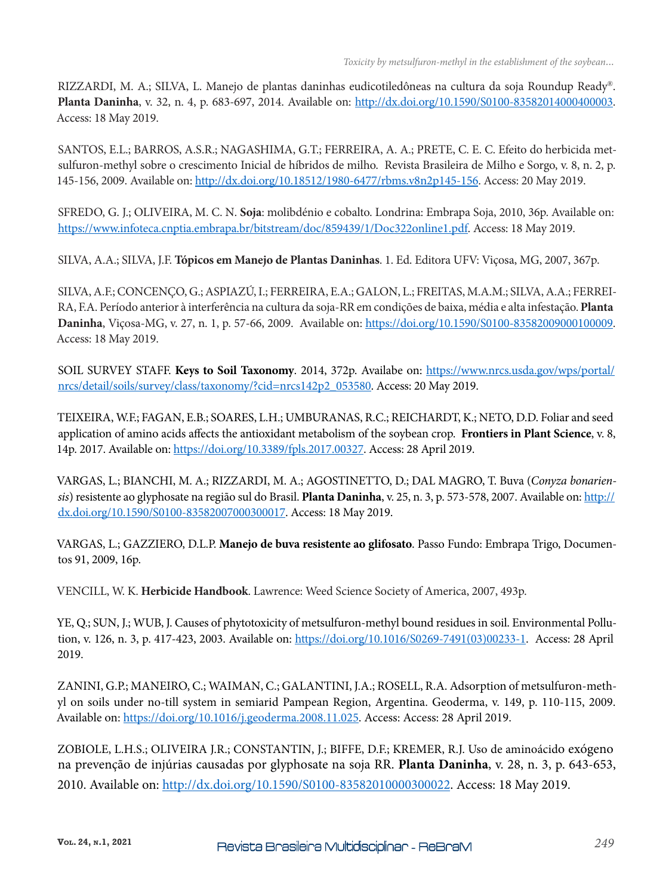RIZZARDI, M. A.; SILVA, L. Manejo de plantas daninhas eudicotiledôneas na cultura da soja Roundup Ready®. **Planta Daninha**, v. 32, n. 4, p. 683-697, 2014. Available on: http://dx.doi.org/10.1590/S0100-83582014000400003. Access: 18 May 2019.

SANTOS, E.L.; BARROS, A.S.R.; NAGASHIMA, G.T.; FERREIRA, A. A.; PRETE, C. E. C. Efeito do herbicida metsulfuron-methyl sobre o crescimento Inicial de híbridos de milho. Revista Brasileira de Milho e Sorgo, v. 8, n. 2, p. 145-156, 2009. Available on: http://dx.doi.org/10.18512/1980-6477/rbms.v8n2p145-156. Access: 20 May 2019.

SFREDO, G. J.; OLIVEIRA, M. C. N. **Soja**: molibdénio e cobalto. Londrina: Embrapa Soja, 2010, 36p. Available on: https://www.infoteca.cnptia.embrapa.br/bitstream/doc/859439/1/Doc322online1.pdf. Access: 18 May 2019.

SILVA, A.A.; SILVA, J.F. **Tópicos em Manejo de Plantas Daninhas**. 1. Ed. Editora UFV: Viçosa, MG, 2007, 367p.

SILVA, A.F.; CONCENÇO, G.; ASPIAZÚ, I.; FERREIRA, E.A.; GALON, L.; FREITAS, M.A.M.; SILVA, A.A.; FERREIRA, F.A. Período anterior à interferência na cultura da soja-RR em condições de baixa, média e alta infestação. **Planta Daninha**, Viçosa-MG, v. 27, n. 1, p. 57-66, 2009. Available on: https://doi.org/10.1590/S0100-83582009000100009. Access: 18 May 2019.

SOIL SURVEY STAFF. **Keys to Soil Taxonomy**. 2014, 372p. Availabe on: https://www.nrcs.usda.gov/wps/portal/nrcs/detail/soils/survey/class/taxonomy/?cid=nrcs142p2_053580. Access: 20 May 2019.

TEIXEIRA, W.F.; FAGAN, E.B.; SOARES, L.H.; UMBURANAS, R.C.; REICHARDT, K.; NETO, D.D. Foliar and seed application of amino acids affects the antioxidant metabolism of the soybean crop. **Frontiers in Plant Science**, v. 8, 14p. 2017. Available on: https://doi.org/10.3389/fpls.2017.00327. Access: 28 April 2019.

VARGAS, L.; BIANCHI, M. A.; RIZZARDI, M. A.; AGOSTINETTO, D.; DAL MAGRO, T. Buva (*Conyza bonariensis*) resistente ao glyphosate na região sul do Brasil. **Planta Daninha**, v. 25, n. 3, p. 573-578, 2007. Available on: http://dx.doi.org/10.1590/S0100-83582007000300017. Access: 18 May 2019.

VARGAS, L.; GAZZIERO, D.L.P. **Manejo de buva resistente ao glifosato**. Passo Fundo: Embrapa Trigo, Documentos 91, 2009, 16p.

VENCILL, W. K. **Herbicide Handbook**. Lawrence: Weed Science Society of America, 2007, 493p.

YE, Q.; SUN, J.; WUB, J. Causes of phytotoxicity of metsulfuron-methyl bound residues in soil. Environmental Pollution, v. 126, n. 3, p. 417-423, 2003. Available on: https://doi.org/10.1016/S0269-7491(03)00233-1. Access: 28 April 2019.

ZANINI, G.P.; MANEIRO, C.; WAIMAN, C.; GALANTINI, J.A.; ROSELL, R.A. Adsorption of metsulfuron-methyl on soils under no-till system in semiarid Pampean Region, Argentina. Geoderma, v. 149, p. 110-115, 2009. Available on: https://doi.org/10.1016/j.geoderma.2008.11.025. Access: Access: 28 April 2019.

ZOBIOLE, L.H.S.; OLIVEIRA J.R.; CONSTANTIN, J.; BIFFE, D.F.; KREMER, R.J. Uso de aminoácido exógeno na prevenção de injúrias causadas por glyphosate na soja RR. **Planta Daninha**, v. 28, n. 3, p. 643-653, 2010. Available on: http://dx.doi.org/10.1590/S0100-83582010000300022. Access: 18 May 2019.